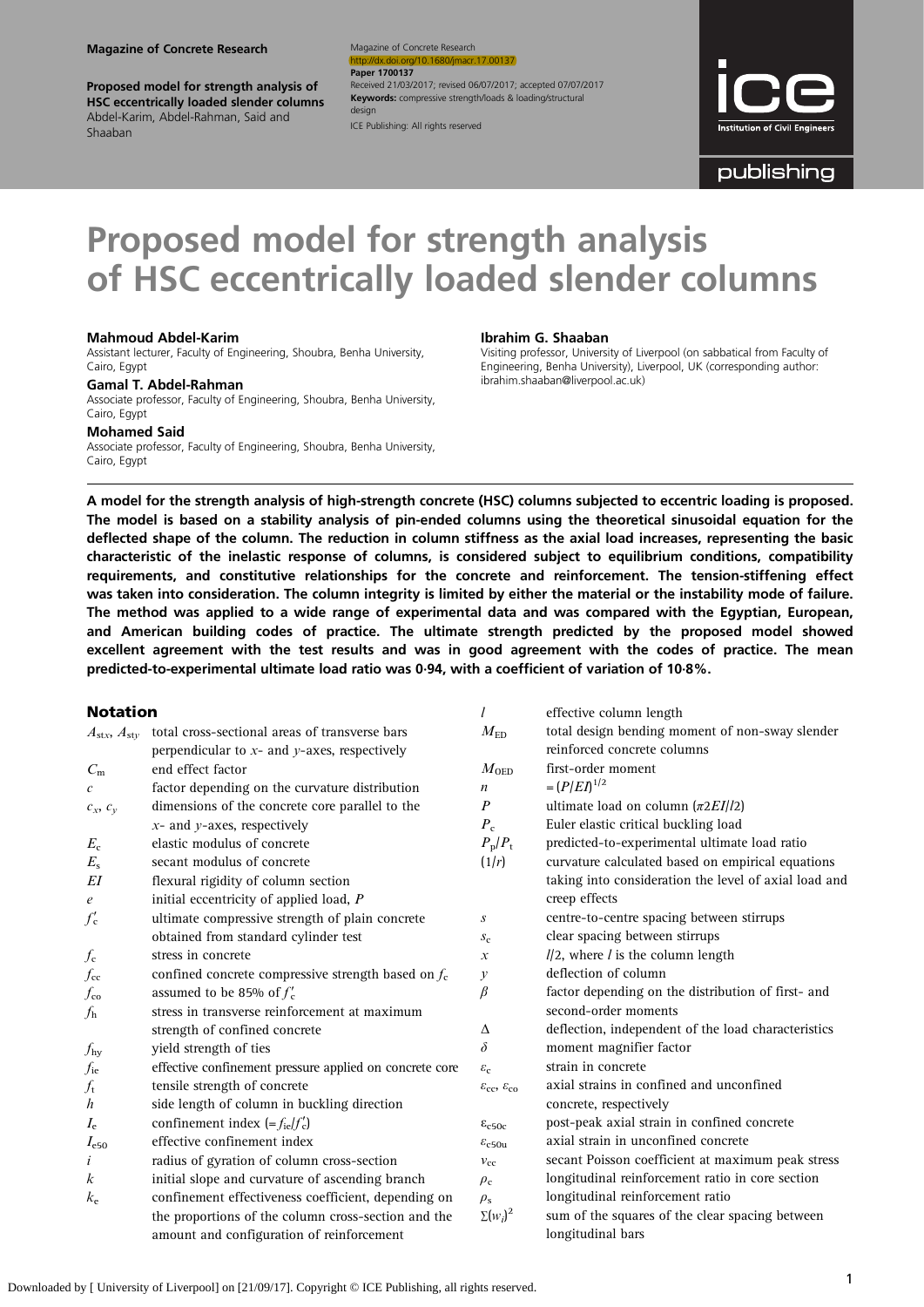Magazine of Concrete Research
http://dx.doi.org/10.1680/jmacr.17.00137
**Paper 1700137**
Received 21/03/2017; revised 06/07/2017; accepted 07/07/2017
**Keywords:** compressive strength/loads & loading/structural design
ICE Publishing: All rights reserved

# Proposed model for strength analysis of HSC eccentrically loaded slender columns

**Mahmoud Abdel-Karim**
Assistant lecturer, Faculty of Engineering, Shoubra, Benha University, Cairo, Egypt

**Gamal T. Abdel-Rahman**
Associate professor, Faculty of Engineering, Shoubra, Benha University, Cairo, Egypt

**Mohamed Said**
Associate professor, Faculty of Engineering, Shoubra, Benha University, Cairo, Egypt

**Ibrahim G. Shaaban**
Visiting professor, University of Liverpool (on sabbatical from Faculty of Engineering, Benha University), Liverpool, UK (corresponding author: ibrahim.shaaban@liverpool.ac.uk)

**A model for the strength analysis of high-strength concrete (HSC) columns subjected to eccentric loading is proposed. The model is based on a stability analysis of pin-ended columns using the theoretical sinusoidal equation for the deflected shape of the column. The reduction in column stiffness as the axial load increases, representing the basic characteristic of the inelastic response of columns, is considered subject to equilibrium conditions, compatibility requirements, and constitutive relationships for the concrete and reinforcement. The tension-stiffening effect was taken into consideration. The column integrity is limited by either the material or the instability mode of failure. The method was applied to a wide range of experimental data and was compared with the Egyptian, European, and American building codes of practice. The ultimate strength predicted by the proposed model showed excellent agreement with the test results and was in good agreement with the codes of practice. The mean predicted-to-experimental ultimate load ratio was 0·94, with a coefficient of variation of 10·8%.**

## Notation

| | |
|---|---|
| $A_{stx}$, $A_{sty}$ | total cross-sectional areas of transverse bars perpendicular to $x$- and $y$-axes, respectively |
| $C_m$ | end effect factor |
| $c$ | factor depending on the curvature distribution |
| $c_x$, $c_y$ | dimensions of the concrete core parallel to the $x$- and $y$-axes, respectively |
| $E_c$ | elastic modulus of concrete |
| $E_s$ | secant modulus of concrete |
| $EI$ | flexural rigidity of column section |
| $e$ | initial eccentricity of applied load, $P$ |
| $f_c'$ | ultimate compressive strength of plain concrete obtained from standard cylinder test |
| $f_c$ | stress in concrete |
| $f_{cc}$ | confined concrete compressive strength based on $f_c$ |
| $f_{co}$ | assumed to be 85% of $f_c'$ |
| $f_h$ | stress in transverse reinforcement at maximum strength of confined concrete |
| $f_{hy}$ | yield strength of ties |
| $f_{ie}$ | effective confinement pressure applied on concrete core |
| $f_t$ | tensile strength of concrete |
| $h$ | side length of column in buckling direction |
| $I_e$ | confinement index ($=f_{ie}/f_c'$) |
| $I_{e50}$ | effective confinement index |
| $i$ | radius of gyration of column cross-section |
| $k$ | initial slope and curvature of ascending branch |
| $k_e$ | confinement effectiveness coefficient, depending on the proportions of the column cross-section and the amount and configuration of reinforcement |
| $l$ | effective column length |
| $M_{ED}$ | total design bending moment of non-sway slender reinforced concrete columns |
| $M_{0ED}$ | first-order moment |
| $n$ | $=(P/EI)^{1/2}$ |
| $P$ | ultimate load on column ($\pi 2EI/l2$) |
| $P_c$ | Euler elastic critical buckling load |
| $P_p/P_t$ | predicted-to-experimental ultimate load ratio |
| $(1/r)$ | curvature calculated based on empirical equations taking into consideration the level of axial load and creep effects |
| $s$ | centre-to-centre spacing between stirrups |
| $s_c$ | clear spacing between stirrups |
| $x$ | $l/2$, where $l$ is the column length |
| $y$ | deflection of column |
| $\beta$ | factor depending on the distribution of first- and second-order moments |
| $\Delta$ | deflection, independent of the load characteristics |
| $\delta$ | moment magnifier factor |
| $\varepsilon_c$ | strain in concrete |
| $\varepsilon_{cc}$, $\varepsilon_{co}$ | axial strains in confined and unconfined concrete, respectively |
| $\varepsilon_{c50c}$ | post-peak axial strain in confined concrete |
| $\varepsilon_{c50u}$ | axial strain in unconfined concrete |
| $v_{cc}$ | secant Poisson coefficient at maximum peak stress |
| $\rho_c$ | longitudinal reinforcement ratio in core section |
| $\rho_s$ | longitudinal reinforcement ratio |
| $\Sigma(w_i)^2$ | sum of the squares of the clear spacing between longitudinal bars |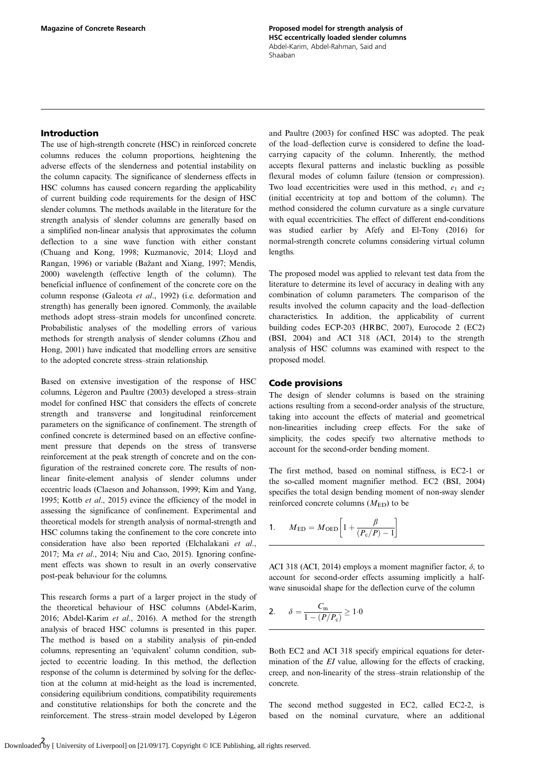## Introduction

The use of high-strength concrete (HSC) in reinforced concrete columns reduces the column proportions, heightening the adverse effects of the slenderness and potential instability on the column capacity. The significance of slenderness effects in HSC columns has caused concern regarding the applicability of current building code requirements for the design of HSC slender columns. The methods available in the literature for the strength analysis of slender columns are generally based on a simplified non-linear analysis that approximates the column deflection to a sine wave function with either constant (Chuang and Kong, 1998; Kuzmanovic, 2014; Lloyd and Rangan, 1996) or variable (Bažant and Xiang, 1997; Mendis, 2000) wavelength (effective length of the column). The beneficial influence of confinement of the concrete core on the column response (Galeota *et al*., 1992) (i.e. deformation and strength) has generally been ignored. Commonly, the available methods adopt stress–strain models for unconfined concrete. Probabilistic analyses of the modelling errors of various methods for strength analysis of slender columns (Zhou and Hong, 2001) have indicated that modelling errors are sensitive to the adopted concrete stress–strain relationship.

Based on extensive investigation of the response of HSC columns, Légeron and Paultre (2003) developed a stress–strain model for confined HSC that considers the effects of concrete strength and transverse and longitudinal reinforcement parameters on the significance of confinement. The strength of confined concrete is determined based on an effective confinement pressure that depends on the stress of transverse reinforcement at the peak strength of concrete and on the configuration of the restrained concrete core. The results of non-linear finite-element analysis of slender columns under eccentric loads (Claeson and Johansson, 1999; Kim and Yang, 1995; Kottb *et al*., 2015) evince the efficiency of the model in assessing the significance of confinement. Experimental and theoretical models for strength analysis of normal-strength and HSC columns taking the confinement to the core concrete into consideration have also been reported (Elchalakani *et al*., 2017; Ma *et al*., 2014; Niu and Cao, 2015). Ignoring confinement effects was shown to result in an overly conservative post-peak behaviour for the columns.

This research forms a part of a larger project in the study of the theoretical behaviour of HSC columns (Abdel-Karim, 2016; Abdel-Karim *et al*., 2016). A method for the strength analysis of braced HSC columns is presented in this paper. The method is based on a stability analysis of pin-ended columns, representing an 'equivalent' column condition, subjected to eccentric loading. In this method, the deflection response of the column is determined by solving for the deflection at the column at mid-height as the load is incremented, considering equilibrium conditions, compatibility requirements and constitutive relationships for both the concrete and the reinforcement. The stress–strain model developed by Légeron and Paultre (2003) for confined HSC was adopted. The peak of the load–deflection curve is considered to define the load-carrying capacity of the column. Inherently, the method accepts flexural patterns and inelastic buckling as possible flexural modes of column failure (tension or compression). Two load eccentricities were used in this method, $e_1$ and $e_2$ (initial eccentricity at top and bottom of the column). The method considered the column curvature as a single curvature with equal eccentricities. The effect of different end-conditions was studied earlier by Afefy and El-Tony (2016) for normal-strength concrete columns considering virtual column lengths.

The proposed model was applied to relevant test data from the literature to determine its level of accuracy in dealing with any combination of column parameters. The comparison of the results involved the column capacity and the load–deflection characteristics. In addition, the applicability of current building codes ECP-203 (HRBC, 2007), Eurocode 2 (EC2) (BSI, 2004) and ACI 318 (ACI, 2014) to the strength analysis of HSC columns was examined with respect to the proposed model.

## Code provisions

The design of slender columns is based on the straining actions resulting from a second-order analysis of the structure, taking into account the effects of material and geometrical non-linearities including creep effects. For the sake of simplicity, the codes specify two alternative methods to account for the second-order bending moment.

The first method, based on nominal stiffness, is EC2-1 or the so-called moment magnifier method. EC2 (BSI, 2004) specifies the total design bending moment of non-sway slender reinforced concrete columns ($M_{\text{ED}}$) to be

$$1. \quad M_{\text{ED}} = M_{\text{OED}}\left[1 + \frac{\beta}{(P_{\text{c}}/P) - 1}\right]$$

ACI 318 (ACI, 2014) employs a moment magnifier factor, $\delta$, to account for second-order effects assuming implicitly a half-wave sinusoidal shape for the deflection curve of the column

$$2. \quad \delta = \frac{C_{\text{m}}}{1 - (P/P_{\text{c}})} \geq 1{\cdot}0$$

Both EC2 and ACI 318 specify empirical equations for determination of the *EI* value, allowing for the effects of cracking, creep, and non-linearity of the stress–strain relationship of the concrete.

The second method suggested in EC2, called EC2-2, is based on the nominal curvature, where an additional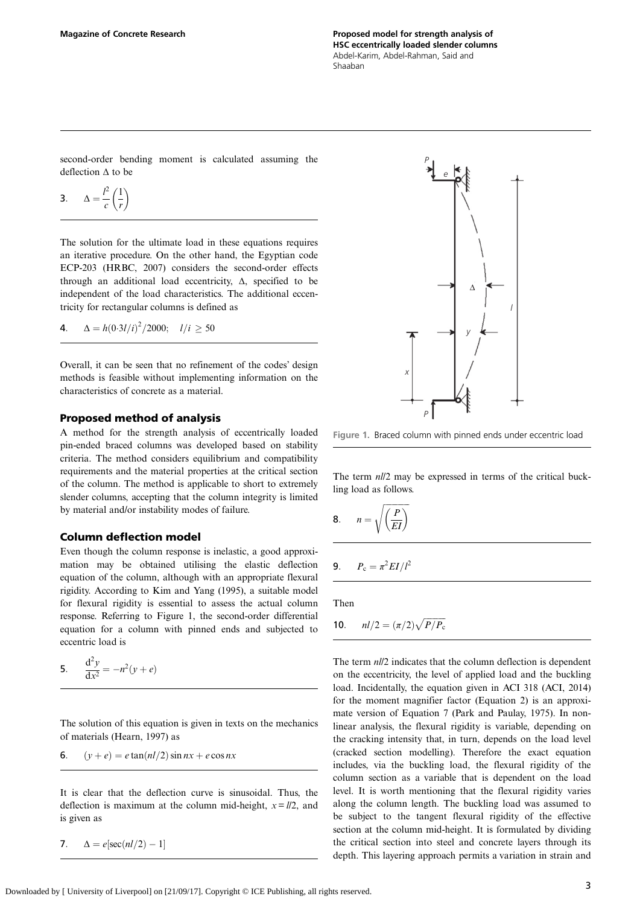second-order bending moment is calculated assuming the deflection $\Delta$ to be

$$\Delta = \frac{l^2}{c}\left(\frac{1}{r}\right) \quad (3)$$

The solution for the ultimate load in these equations requires an iterative procedure. On the other hand, the Egyptian code ECP-203 (HRBC, 2007) considers the second-order effects through an additional load eccentricity, $\Delta$, specified to be independent of the load characteristics. The additional eccentricity for rectangular columns is defined as

$$\Delta = h(0{\cdot}3l/i)^2/2000; \quad l/i \geq 50 \quad (4)$$

Overall, it can be seen that no refinement of the codes' design methods is feasible without implementing information on the characteristics of concrete as a material.

## Proposed method of analysis

A method for the strength analysis of eccentrically loaded pin-ended braced columns was developed based on stability criteria. The method considers equilibrium and compatibility requirements and the material properties at the critical section of the column. The method is applicable to short to extremely slender columns, accepting that the column integrity is limited by material and/or instability modes of failure.

## Column deflection model

Even though the column response is inelastic, a good approximation may be obtained utilising the elastic deflection equation of the column, although with an appropriate flexural rigidity. According to Kim and Yang (1995), a suitable model for flexural rigidity is essential to assess the actual column response. Referring to Figure 1, the second-order differential equation for a column with pinned ends and subjected to eccentric load is

$$\frac{\mathrm{d}^2y}{\mathrm{d}x^2} = -n^2(y+e) \quad (5)$$

The solution of this equation is given in texts on the mechanics of materials (Hearn, 1997) as

$$(y+e) = e\tan(nl/2)\sin nx + e\cos nx \quad (6)$$

It is clear that the deflection curve is sinusoidal. Thus, the deflection is maximum at the column mid-height, $x = l/2$, and is given as

$$\Delta = e[\sec(nl/2) - 1] \quad (7)$$

Figure 1. Braced column with pinned ends under eccentric load

The term $nl/2$ may be expressed in terms of the critical buckling load as follows.

$$n = \sqrt{\left(\frac{P}{EI}\right)} \quad (8)$$

$$P_\mathrm{c} = \pi^2 EI/l^2 \quad (9)$$

Then

$$nl/2 = (\pi/2)\sqrt{P/P_\mathrm{c}} \quad (10)$$

The term $nl/2$ indicates that the column deflection is dependent on the eccentricity, the level of applied load and the buckling load. Incidentally, the equation given in ACI 318 (ACI, 2014) for the moment magnifier factor (Equation 2) is an approximate version of Equation 7 (Park and Paulay, 1975). In non-linear analysis, the flexural rigidity is variable, depending on the cracking intensity that, in turn, depends on the load level (cracked section modelling). Therefore the exact equation includes, via the buckling load, the flexural rigidity of the column section as a variable that is dependent on the load level. It is worth mentioning that the flexural rigidity varies along the column length. The buckling load was assumed to be subject to the tangent flexural rigidity of the effective section at the column mid-height. It is formulated by dividing the critical section into steel and concrete layers through its depth. This layering approach permits a variation in strain and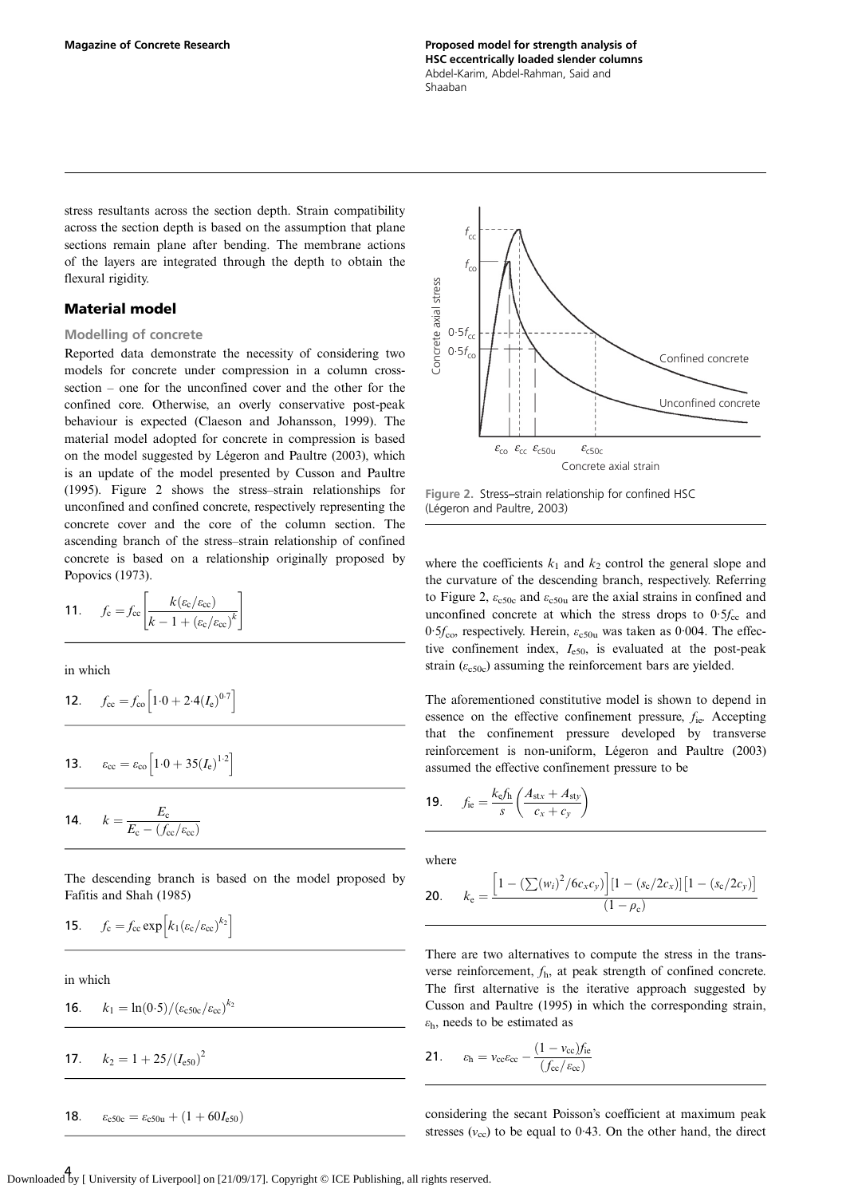stress resultants across the section depth. Strain compatibility across the section depth is based on the assumption that plane sections remain plane after bending. The membrane actions of the layers are integrated through the depth to obtain the flexural rigidity.

## Material model

### Modelling of concrete

Reported data demonstrate the necessity of considering two models for concrete under compression in a column cross-section – one for the unconfined cover and the other for the confined core. Otherwise, an overly conservative post-peak behaviour is expected (Claeson and Johansson, 1999). The material model adopted for concrete in compression is based on the model suggested by Légeron and Paultre (2003), which is an update of the model presented by Cusson and Paultre (1995). Figure 2 shows the stress–strain relationships for unconfined and confined concrete, respectively representing the concrete cover and the core of the column section. The ascending branch of the stress–strain relationship of confined concrete is based on a relationship originally proposed by Popovics (1973).

$$11.\quad f_c = f_{cc}\left[\frac{k(\varepsilon_c/\varepsilon_{cc})}{k-1+(\varepsilon_c/\varepsilon_{cc})^k}\right]$$

in which

$$12.\quad f_{cc} = f_{co}\left[1{\cdot}0 + 2{\cdot}4(I_e)^{0{\cdot}7}\right]$$

$$13.\quad \varepsilon_{cc} = \varepsilon_{co}\left[1{\cdot}0 + 35(I_e)^{1{\cdot}2}\right]$$

$$14.\quad k = \frac{E_c}{E_c - (f_{cc}/\varepsilon_{cc})}$$

The descending branch is based on the model proposed by Fafitis and Shah (1985)

$$15.\quad f_c = f_{cc}\exp\left[k_1(\varepsilon_c/\varepsilon_{cc})^{k_2}\right]$$

in which

$$16.\quad k_1 = \ln(0{\cdot}5)/(\varepsilon_{c50c}/\varepsilon_{cc})^{k_2}$$

$$17.\quad k_2 = 1 + 25/(I_{e50})^2$$

$$18.\quad \varepsilon_{c50c} = \varepsilon_{c50u} + (1 + 60I_{e50})$$

Figure 2. Stress–strain relationship for confined HSC (Légeron and Paultre, 2003)

where the coefficients $k_1$ and $k_2$ control the general slope and the curvature of the descending branch, respectively. Referring to Figure 2, $\varepsilon_{c50c}$ and $\varepsilon_{c50u}$ are the axial strains in confined and unconfined concrete at which the stress drops to $0{\cdot}5f_{cc}$ and $0{\cdot}5f_{co}$, respectively. Herein, $\varepsilon_{c50u}$ was taken as 0·004. The effective confinement index, $I_{e50}$, is evaluated at the post-peak strain ($\varepsilon_{c50c}$) assuming the reinforcement bars are yielded.

The aforementioned constitutive model is shown to depend in essence on the effective confinement pressure, $f_{ie}$. Accepting that the confinement pressure developed by transverse reinforcement is non-uniform, Légeron and Paultre (2003) assumed the effective confinement pressure to be

$$19.\quad f_{ie} = \frac{k_e f_h}{s}\left(\frac{A_{stx} + A_{sty}}{c_x + c_y}\right)$$

where

$$20.\quad k_e = \frac{\left[1 - (\sum(w_i)^2/6c_xc_y)\right]\left[1 - (s_c/2c_x)\right]\left[1 - (s_c/2c_y)\right]}{(1-\rho_c)}$$

There are two alternatives to compute the stress in the transverse reinforcement, $f_h$, at peak strength of confined concrete. The first alternative is the iterative approach suggested by Cusson and Paultre (1995) in which the corresponding strain, $\varepsilon_h$, needs to be estimated as

$$21.\quad \varepsilon_h = v_{cc}\varepsilon_{cc} - \frac{(1-v_{cc})f_{ie}}{(f_{cc}/\varepsilon_{cc})}$$

considering the secant Poisson's coefficient at maximum peak stresses ($v_{cc}$) to be equal to 0·43. On the other hand, the direct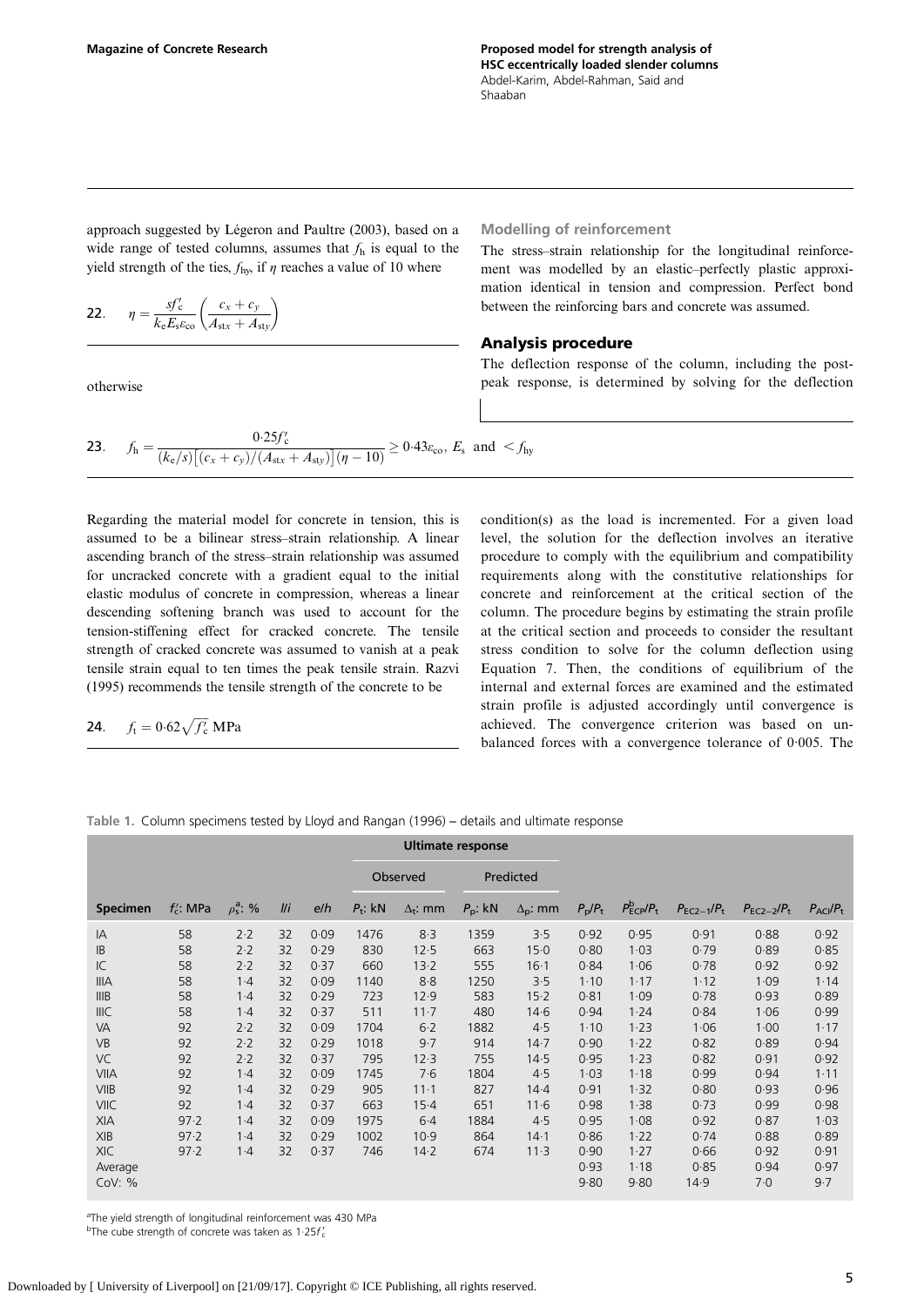approach suggested by Légeron and Paultre (2003), based on a wide range of tested columns, assumes that $f_h$ is equal to the yield strength of the ties, $f_{hy}$, if $\eta$ reaches a value of 10 where

$$\eta = \frac{sf'_c}{k_e E_s \varepsilon_{co}} \left( \frac{c_x + c_y}{A_{stx} + A_{sty}} \right) \tag{22}$$

otherwise

$$f_h = \frac{0.25 f'_c}{(k_e/s)\left[(c_x + c_y)/(A_{stx} + A_{sty})\right](\eta - 10)} \geq 0.43\varepsilon_{co},\ E_s \ \text{and} \ < f_{hy} \tag{23}$$

Regarding the material model for concrete in tension, this is assumed to be a bilinear stress–strain relationship. A linear ascending branch of the stress–strain relationship was assumed for uncracked concrete with a gradient equal to the initial elastic modulus of concrete in compression, whereas a linear descending softening branch was used to account for the tension-stiffening effect for cracked concrete. The tensile strength of cracked concrete was assumed to vanish at a peak tensile strain equal to ten times the peak tensile strain. Razvi (1995) recommends the tensile strength of the concrete to be

$$f_t = 0.62\sqrt{f'_c}\ \text{MPa} \tag{24}$$

### Modelling of reinforcement

The stress–strain relationship for the longitudinal reinforcement was modelled by an elastic–perfectly plastic approximation identical in tension and compression. Perfect bond between the reinforcing bars and concrete was assumed.

## Analysis procedure

The deflection response of the column, including the post-peak response, is determined by solving for the deflection condition(s) as the load is incremented. For a given load level, the solution for the deflection involves an iterative procedure to comply with the equilibrium and compatibility requirements along with the constitutive relationships for concrete and reinforcement at the critical section of the column. The procedure begins by estimating the strain profile at the critical section and proceeds to consider the resultant stress condition to solve for the column deflection using Equation 7. Then, the conditions of equilibrium of the internal and external forces are examined and the estimated strain profile is adjusted accordingly until convergence is achieved. The convergence criterion was based on unbalanced forces with a convergence tolerance of 0·005. The

Table 1. Column specimens tested by Lloyd and Rangan (1996) – details and ultimate response

| | | | | | Ultimate response | | | | | | | | |
|---|---|---|---|---|---|---|---|---|---|---|---|---|---|
| | | | | | Observed | | Predicted | | | | | | |
| Specimen | $f'_c$: MPa | $\rho_s^a$: % | $l/i$ | $e/h$ | $P_t$: kN | $\Delta_t$: mm | $P_p$: kN | $\Delta_p$: mm | $P_p/P_t$ | $P^b_{ECP}/P_t$ | $P_{EC2-1}/P_t$ | $P_{EC2-2}/P_t$ | $P_{ACI}/P_t$ |
| IA | 58 | 2·2 | 32 | 0·09 | 1476 | 8·3 | 1359 | 3·5 | 0·92 | 0·95 | 0·91 | 0·88 | 0·92 |
| IB | 58 | 2·2 | 32 | 0·29 | 830 | 12·5 | 663 | 15·0 | 0·80 | 1·03 | 0·79 | 0·89 | 0·85 |
| IC | 58 | 2·2 | 32 | 0·37 | 660 | 13·2 | 555 | 16·1 | 0·84 | 1·06 | 0·78 | 0·92 | 0·92 |
| IIIA | 58 | 1·4 | 32 | 0·09 | 1140 | 8·8 | 1250 | 3·5 | 1·10 | 1·17 | 1·12 | 1·09 | 1·14 |
| IIIB | 58 | 1·4 | 32 | 0·29 | 723 | 12·9 | 583 | 15·2 | 0·81 | 1·09 | 0·78 | 0·93 | 0·89 |
| IIIC | 58 | 1·4 | 32 | 0·37 | 511 | 11·7 | 480 | 14·6 | 0·94 | 1·24 | 0·84 | 1·06 | 0·99 |
| VA | 92 | 2·2 | 32 | 0·09 | 1704 | 6·2 | 1882 | 4·5 | 1·10 | 1·23 | 1·06 | 1·00 | 1·17 |
| VB | 92 | 2·2 | 32 | 0·29 | 1018 | 9·7 | 914 | 14·7 | 0·90 | 1·22 | 0·82 | 0·89 | 0·94 |
| VC | 92 | 2·2 | 32 | 0·37 | 795 | 12·3 | 755 | 14·5 | 0·95 | 1·23 | 0·82 | 0·91 | 0·92 |
| VIIA | 92 | 1·4 | 32 | 0·09 | 1745 | 7·6 | 1804 | 4·5 | 1·03 | 1·18 | 0·99 | 0·94 | 1·11 |
| VIIB | 92 | 1·4 | 32 | 0·29 | 905 | 11·1 | 827 | 14·4 | 0·91 | 1·32 | 0·80 | 0·93 | 0·96 |
| VIIC | 92 | 1·4 | 32 | 0·37 | 663 | 15·4 | 651 | 11·6 | 0·98 | 1·38 | 0·73 | 0·99 | 0·98 |
| XIA | 97·2 | 1·4 | 32 | 0·09 | 1975 | 6·4 | 1884 | 4·5 | 0·95 | 1·08 | 0·92 | 0·87 | 1·03 |
| XIB | 97·2 | 1·4 | 32 | 0·29 | 1002 | 10·9 | 864 | 14·1 | 0·86 | 1·22 | 0·74 | 0·88 | 0·89 |
| XIC | 97·2 | 1·4 | 32 | 0·37 | 746 | 14·2 | 674 | 11·3 | 0·90 | 1·27 | 0·66 | 0·92 | 0·91 |
| Average | | | | | | | | | 0·93 | 1·18 | 0·85 | 0·94 | 0·97 |
| CoV: % | | | | | | | | | 9·80 | 9·80 | 14·9 | 7·0 | 9·7 |

[a] The yield strength of longitudinal reinforcement was 430 MPa
[b] The cube strength of concrete was taken as $1.25f'_c$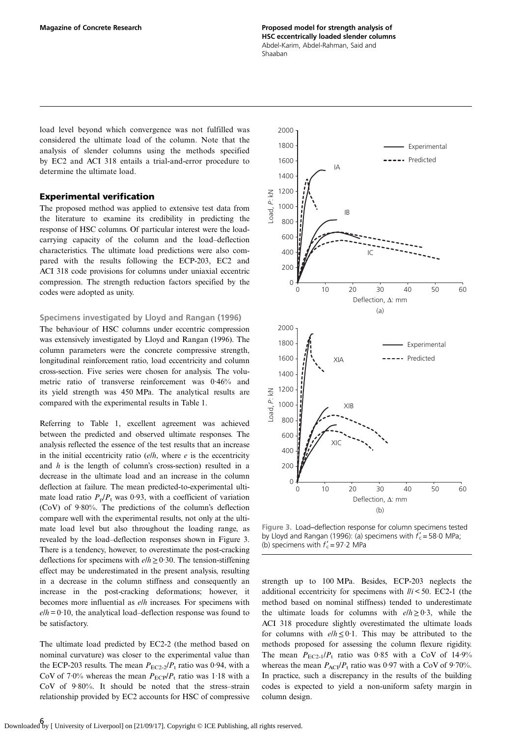load level beyond which convergence was not fulfilled was considered the ultimate load of the column. Note that the analysis of slender columns using the methods specified by EC2 and ACI 318 entails a trial-and-error procedure to determine the ultimate load.

## Experimental verification

The proposed method was applied to extensive test data from the literature to examine its credibility in predicting the response of HSC columns. Of particular interest were the load-carrying capacity of the column and the load–deflection characteristics. The ultimate load predictions were also compared with the results following the ECP-203, EC2 and ACI 318 code provisions for columns under uniaxial eccentric compression. The strength reduction factors specified by the codes were adopted as unity.

### Specimens investigated by Lloyd and Rangan (1996)

The behaviour of HSC columns under eccentric compression was extensively investigated by Lloyd and Rangan (1996). The column parameters were the concrete compressive strength, longitudinal reinforcement ratio, load eccentricity and column cross-section. Five series were chosen for analysis. The volumetric ratio of transverse reinforcement was 0·46% and its yield strength was 450 MPa. The analytical results are compared with the experimental results in Table 1.

Referring to Table 1, excellent agreement was achieved between the predicted and observed ultimate responses. The analysis reflected the essence of the test results that an increase in the initial eccentricity ratio ($e/h$, where $e$ is the eccentricity and $h$ is the length of column's cross-section) resulted in a decrease in the ultimate load and an increase in the column deflection at failure. The mean predicted-to-experimental ultimate load ratio $P_p/P_t$ was 0·93, with a coefficient of variation (CoV) of 9·80%. The predictions of the column's deflection compare well with the experimental results, not only at the ultimate load level but also throughout the loading range, as revealed by the load–deflection responses shown in Figure 3. There is a tendency, however, to overestimate the post-cracking deflections for specimens with $e/h \geq 0{\cdot}30$. The tension-stiffening effect may be underestimated in the present analysis, resulting in a decrease in the column stiffness and consequently an increase in the post-cracking deformations; however, it becomes more influential as $e/h$ increases. For specimens with $e/h = 0{\cdot}10$, the analytical load–deflection response was found to be satisfactory.

The ultimate load predicted by EC2-2 (the method based on nominal curvature) was closer to the experimental value than the ECP-203 results. The mean $P_{EC2\text{-}2}/P_t$ ratio was 0·94, with a CoV of 7·0% whereas the mean $P_{ECP}/P_t$ ratio was 1·18 with a CoV of 9·80%. It should be noted that the stress–strain relationship provided by EC2 accounts for HSC of compressive strength up to 100 MPa. Besides, ECP-203 neglects the additional eccentricity for specimens with $l/i < 50$. EC2-1 (the method based on nominal stiffness) tended to underestimate the ultimate loads for columns with $e/h \geq 0{\cdot}3$, while the ACI 318 procedure slightly overestimated the ultimate loads for columns with $e/h \leq 0{\cdot}1$. This may be attributed to the methods proposed for assessing the column flexure rigidity. The mean $P_{EC2\text{-}1}/P_t$ ratio was 0·85 with a CoV of 14·9% whereas the mean $P_{ACI}/P_t$ ratio was 0·97 with a CoV of 9·70%. In practice, such a discrepancy in the results of the building codes is expected to yield a non-uniform safety margin in column design.

Figure 3. Load–deflection response for column specimens tested by Lloyd and Rangan (1996): (a) specimens with $f'_c = 58{\cdot}0$ MPa; (b) specimens with $f'_c = 97{\cdot}2$ MPa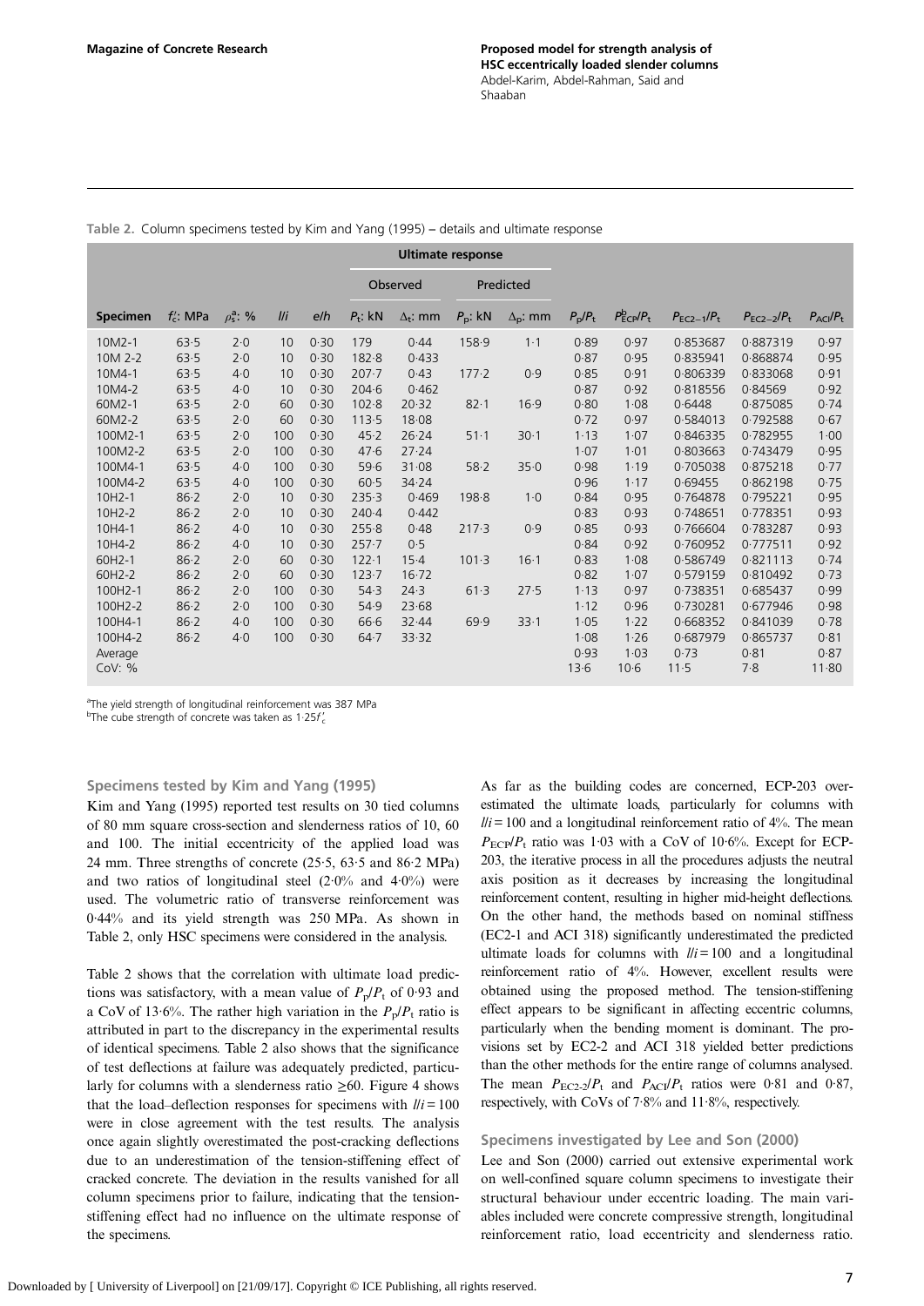**Table 2.** Column specimens tested by Kim and Yang (1995) – details and ultimate response

| | | | | | Ultimate response | | | | | | | | |
|---|---|---|---|---|---|---|---|---|---|---|---|---|---|
| | | | | | Observed | | Predicted | | | | | | |
| Specimen | $f_c'$: MPa | $\rho_s^a$: % | $l/i$ | $e/h$ | $P_t$: kN | $\Delta_t$: mm | $P_p$: kN | $\Delta_p$: mm | $P_p/P_t$ | $P^b_{ECP}/P_t$ | $P_{EC2-1}/P_t$ | $P_{EC2-2}/P_t$ | $P_{ACI}/P_t$ |
| 10M2-1 | 63·5 | 2·0 | 10 | 0·30 | 179 | 0·44 | 158·9 | 1·1 | 0·89 | 0·97 | 0·853687 | 0·887319 | 0·97 |
| 10M 2-2 | 63·5 | 2·0 | 10 | 0·30 | 182·8 | 0·433 | | | 0·87 | 0·95 | 0·835941 | 0·868874 | 0·95 |
| 10M4-1 | 63·5 | 4·0 | 10 | 0·30 | 207·7 | 0·43 | 177·2 | 0·9 | 0·85 | 0·91 | 0·806339 | 0·833068 | 0·91 |
| 10M4-2 | 63·5 | 4·0 | 10 | 0·30 | 204·6 | 0·462 | | | 0·87 | 0·92 | 0·818556 | 0·84569 | 0·92 |
| 60M2-1 | 63·5 | 2·0 | 60 | 0·30 | 102·8 | 20·32 | 82·1 | 16·9 | 0·80 | 1·08 | 0·6448 | 0·875085 | 0·74 |
| 60M2-2 | 63·5 | 2·0 | 60 | 0·30 | 113·5 | 18·08 | | | 0·72 | 0·97 | 0·584013 | 0·792588 | 0·67 |
| 100M2-1 | 63·5 | 2·0 | 100 | 0·30 | 45·2 | 26·24 | 51·1 | 30·1 | 1·13 | 1·07 | 0·846335 | 0·782955 | 1·00 |
| 100M2-2 | 63·5 | 2·0 | 100 | 0·30 | 47·6 | 27·24 | | | 1·07 | 1·01 | 0·803663 | 0·743479 | 0·95 |
| 100M4-1 | 63·5 | 4·0 | 100 | 0·30 | 59·6 | 31·08 | 58·2 | 35·0 | 0·98 | 1·19 | 0·705038 | 0·875218 | 0·77 |
| 100M4-2 | 63·5 | 4·0 | 100 | 0·30 | 60·5 | 34·24 | | | 0·96 | 1·17 | 0·69455 | 0·862198 | 0·75 |
| 10H2-1 | 86·2 | 2·0 | 10 | 0·30 | 235·3 | 0·469 | 198·8 | 1·0 | 0·84 | 0·95 | 0·764878 | 0·795221 | 0·95 |
| 10H2-2 | 86·2 | 2·0 | 10 | 0·30 | 240·4 | 0·442 | | | 0·83 | 0·93 | 0·748651 | 0·778351 | 0·93 |
| 10H4-1 | 86·2 | 4·0 | 10 | 0·30 | 255·8 | 0·48 | 217·3 | 0·9 | 0·85 | 0·93 | 0·766604 | 0·783287 | 0·93 |
| 10H4-2 | 86·2 | 4·0 | 10 | 0·30 | 257·7 | 0·5 | | | 0·84 | 0·92 | 0·760952 | 0·777511 | 0·92 |
| 60H2-1 | 86·2 | 2·0 | 60 | 0·30 | 122·1 | 15·4 | 101·3 | 16·1 | 0·83 | 1·08 | 0·586749 | 0·821113 | 0·74 |
| 60H2-2 | 86·2 | 2·0 | 60 | 0·30 | 123·7 | 16·72 | | | 0·82 | 1·07 | 0·579159 | 0·810492 | 0·73 |
| 100H2-1 | 86·2 | 2·0 | 100 | 0·30 | 54·3 | 24·3 | 61·3 | 27·5 | 1·13 | 0·97 | 0·738351 | 0·685437 | 0·99 |
| 100H2-2 | 86·2 | 2·0 | 100 | 0·30 | 54·9 | 23·68 | | | 1·12 | 0·96 | 0·730281 | 0·677946 | 0·98 |
| 100H4-1 | 86·2 | 4·0 | 100 | 0·30 | 66·6 | 32·44 | 69·9 | 33·1 | 1·05 | 1·22 | 0·668352 | 0·841039 | 0·78 |
| 100H4-2 | 86·2 | 4·0 | 100 | 0·30 | 64·7 | 33·32 | | | 1·08 | 1·26 | 0·687979 | 0·865737 | 0·81 |
| Average | | | | | | | | | 0·93 | 1·03 | 0·73 | 0·81 | 0·87 |
| CoV: % | | | | | | | | | 13·6 | 10·6 | 11·5 | 7·8 | 11·80 |

[a]The yield strength of longitudinal reinforcement was 387 MPa
[b]The cube strength of concrete was taken as $1{\cdot}25f_c'$

### Specimens tested by Kim and Yang (1995)

Kim and Yang (1995) reported test results on 30 tied columns of 80 mm square cross-section and slenderness ratios of 10, 60 and 100. The initial eccentricity of the applied load was 24 mm. Three strengths of concrete (25·5, 63·5 and 86·2 MPa) and two ratios of longitudinal steel (2·0% and 4·0%) were used. The volumetric ratio of transverse reinforcement was 0·44% and its yield strength was 250 MPa. As shown in Table 2, only HSC specimens were considered in the analysis.

Table 2 shows that the correlation with ultimate load predictions was satisfactory, with a mean value of $P_p/P_t$ of 0·93 and a CoV of 13·6%. The rather high variation in the $P_p/P_t$ ratio is attributed in part to the discrepancy in the experimental results of identical specimens. Table 2 also shows that the significance of test deflections at failure was adequately predicted, particularly for columns with a slenderness ratio ≥60. Figure 4 shows that the load–deflection responses for specimens with $l/i = 100$ were in close agreement with the test results. The analysis once again slightly overestimated the post-cracking deflections due to an underestimation of the tension-stiffening effect of cracked concrete. The deviation in the results vanished for all column specimens prior to failure, indicating that the tension-stiffening effect had no influence on the ultimate response of the specimens.

As far as the building codes are concerned, ECP-203 overestimated the ultimate loads, particularly for columns with $l/i = 100$ and a longitudinal reinforcement ratio of 4%. The mean $P_{ECP}/P_t$ ratio was 1·03 with a CoV of 10·6%. Except for ECP-203, the iterative process in all the procedures adjusts the neutral axis position as it decreases by increasing the longitudinal reinforcement content, resulting in higher mid-height deflections. On the other hand, the methods based on nominal stiffness (EC2-1 and ACI 318) significantly underestimated the predicted ultimate loads for columns with $l/i = 100$ and a longitudinal reinforcement ratio of 4%. However, excellent results were obtained using the proposed method. The tension-stiffening effect appears to be significant in affecting eccentric columns, particularly when the bending moment is dominant. The provisions set by EC2-2 and ACI 318 yielded better predictions than the other methods for the entire range of columns analysed. The mean $P_{EC2\text{-}2}/P_t$ and $P_{ACI}/P_t$ ratios were 0·81 and 0·87, respectively, with CoVs of 7·8% and 11·8%, respectively.

### Specimens investigated by Lee and Son (2000)

Lee and Son (2000) carried out extensive experimental work on well-confined square column specimens to investigate their structural behaviour under eccentric loading. The main variables included were concrete compressive strength, longitudinal reinforcement ratio, load eccentricity and slenderness ratio.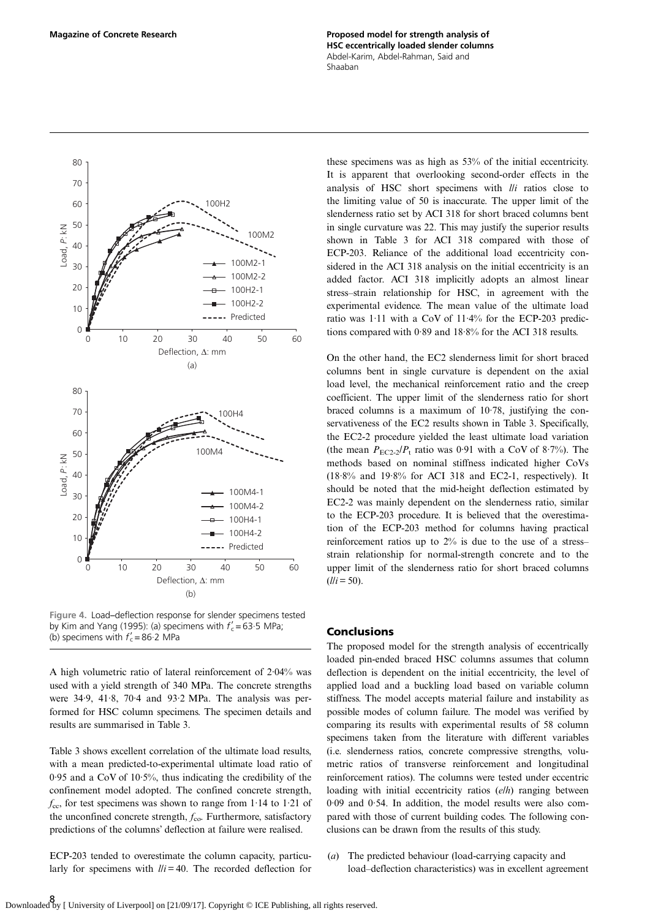Figure 4. Load–deflection response for slender specimens tested by Kim and Yang (1995): (a) specimens with $f'_c = 63{\cdot}5$ MPa; (b) specimens with $f'_c = 86{\cdot}2$ MPa

A high volumetric ratio of lateral reinforcement of 2·04% was used with a yield strength of 340 MPa. The concrete strengths were 34·9, 41·8, 70·4 and 93·2 MPa. The analysis was performed for HSC column specimens. The specimen details and results are summarised in Table 3.

Table 3 shows excellent correlation of the ultimate load results, with a mean predicted-to-experimental ultimate load ratio of 0·95 and a CoV of 10·5%, thus indicating the credibility of the confinement model adopted. The confined concrete strength, $f_{cc}$, for test specimens was shown to range from 1·14 to 1·21 of the unconfined concrete strength, $f_{co}$. Furthermore, satisfactory predictions of the columns' deflection at failure were realised.

ECP-203 tended to overestimate the column capacity, particularly for specimens with $l/i = 40$. The recorded deflection for these specimens was as high as 53% of the initial eccentricity. It is apparent that overlooking second-order effects in the analysis of HSC short specimens with $l/i$ ratios close to the limiting value of 50 is inaccurate. The upper limit of the slenderness ratio set by ACI 318 for short braced columns bent in single curvature was 22. This may justify the superior results shown in Table 3 for ACI 318 compared with those of ECP-203. Reliance of the additional load eccentricity considered in the ACI 318 analysis on the initial eccentricity is an added factor. ACI 318 implicitly adopts an almost linear stress–strain relationship for HSC, in agreement with the experimental evidence. The mean value of the ultimate load ratio was 1·11 with a CoV of 11·4% for the ECP-203 predictions compared with 0·89 and 18·8% for the ACI 318 results.

On the other hand, the EC2 slenderness limit for short braced columns bent in single curvature is dependent on the axial load level, the mechanical reinforcement ratio and the creep coefficient. The upper limit of the slenderness ratio for short braced columns is a maximum of 10·78, justifying the conservativeness of the EC2 results shown in Table 3. Specifically, the EC2-2 procedure yielded the least ultimate load variation (the mean $P_{EC2\text{-}2}/P_t$ ratio was 0·91 with a CoV of 8·7%). The methods based on nominal stiffness indicated higher CoVs (18·8% and 19·8% for ACI 318 and EC2-1, respectively). It should be noted that the mid-height deflection estimated by EC2-2 was mainly dependent on the slenderness ratio, similar to the ECP-203 procedure. It is believed that the overestimation of the ECP-203 method for columns having practical reinforcement ratios up to 2% is due to the use of a stress–strain relationship for normal-strength concrete and to the upper limit of the slenderness ratio for short braced columns ($l/i = 50$).

## Conclusions

The proposed model for the strength analysis of eccentrically loaded pin-ended braced HSC columns assumes that column deflection is dependent on the initial eccentricity, the level of applied load and a buckling load based on variable column stiffness. The model accepts material failure and instability as possible modes of column failure. The model was verified by comparing its results with experimental results of 58 column specimens taken from the literature with different variables (i.e. slenderness ratios, concrete compressive strengths, volumetric ratios of transverse reinforcement and longitudinal reinforcement ratios). The columns were tested under eccentric loading with initial eccentricity ratios ($e/h$) ranging between 0·09 and 0·54. In addition, the model results were also compared with those of current building codes. The following conclusions can be drawn from the results of this study.

(*a*) The predicted behaviour (load-carrying capacity and load–deflection characteristics) was in excellent agreement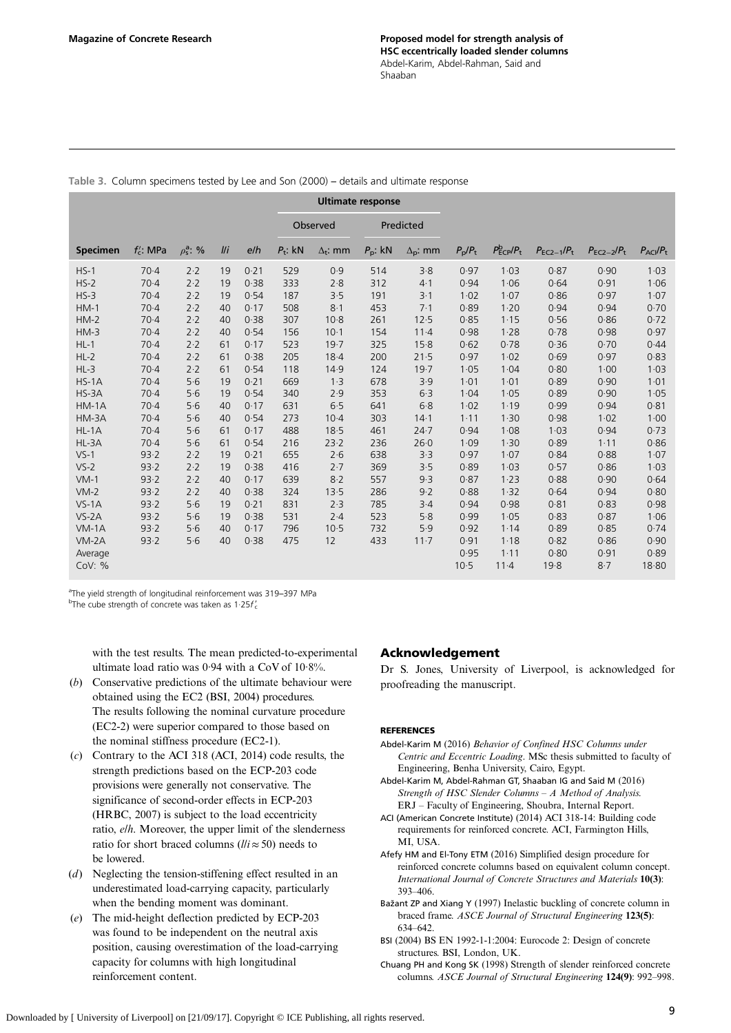Table 3. Column specimens tested by Lee and Son (2000) – details and ultimate response

| Specimen | $f'_c$: MPa | $\rho_s^a$: % | $l/i$ | $e/h$ | Observed $P_t$: kN | Observed $\Delta_t$: mm | Predicted $P_p$: kN | Predicted $\Delta_p$: mm | $P_p/P_t$ | $P^b_{ECP}/P_t$ | $P_{EC2-1}/P_t$ | $P_{EC2-2}/P_t$ | $P_{ACI}/P_t$ |
|---|---|---|---|---|---|---|---|---|---|---|---|---|---|
| HS-1 | 70·4 | 2·2 | 19 | 0·21 | 529 | 0·9 | 514 | 3·8 | 0·97 | 1·03 | 0·87 | 0·90 | 1·03 |
| HS-2 | 70·4 | 2·2 | 19 | 0·38 | 333 | 2·8 | 312 | 4·1 | 0·94 | 1·06 | 0·64 | 0·91 | 1·06 |
| HS-3 | 70·4 | 2·2 | 19 | 0·54 | 187 | 3·5 | 191 | 3·1 | 1·02 | 1·07 | 0·86 | 0·97 | 1·07 |
| HM-1 | 70·4 | 2·2 | 40 | 0·17 | 508 | 8·1 | 453 | 7·1 | 0·89 | 1·20 | 0·94 | 0·94 | 0·70 |
| HM-2 | 70·4 | 2·2 | 40 | 0·38 | 307 | 10·8 | 261 | 12·5 | 0·85 | 1·15 | 0·56 | 0·86 | 0·72 |
| HM-3 | 70·4 | 2·2 | 40 | 0·54 | 156 | 10·1 | 154 | 11·4 | 0·98 | 1·28 | 0·78 | 0·98 | 0·97 |
| HL-1 | 70·4 | 2·2 | 61 | 0·17 | 523 | 19·7 | 325 | 15·8 | 0·62 | 0·78 | 0·36 | 0·70 | 0·44 |
| HL-2 | 70·4 | 2·2 | 61 | 0·38 | 205 | 18·4 | 200 | 21·5 | 0·97 | 1·02 | 0·69 | 0·97 | 0·83 |
| HL-3 | 70·4 | 2·2 | 61 | 0·54 | 118 | 14·9 | 124 | 19·7 | 1·05 | 1·04 | 0·80 | 1·00 | 1·03 |
| HS-1A | 70·4 | 5·6 | 19 | 0·21 | 669 | 1·3 | 678 | 3·9 | 1·01 | 1·01 | 0·89 | 0·90 | 1·01 |
| HS-3A | 70·4 | 5·6 | 19 | 0·54 | 340 | 2·9 | 353 | 6·3 | 1·04 | 1·05 | 0·89 | 0·90 | 1·05 |
| HM-1A | 70·4 | 5·6 | 40 | 0·17 | 631 | 6·5 | 641 | 6·8 | 1·02 | 1·19 | 0·99 | 0·94 | 0·81 |
| HM-3A | 70·4 | 5·6 | 40 | 0·54 | 273 | 10·4 | 303 | 14·1 | 1·11 | 1·30 | 0·98 | 1·02 | 1·00 |
| HL-1A | 70·4 | 5·6 | 61 | 0·17 | 488 | 18·5 | 461 | 24·7 | 0·94 | 1·08 | 1·03 | 0·94 | 0·73 |
| HL-3A | 70·4 | 5·6 | 61 | 0·54 | 216 | 23·2 | 236 | 26·0 | 1·09 | 1·30 | 0·89 | 1·11 | 0·86 |
| VS-1 | 93·2 | 2·2 | 19 | 0·21 | 655 | 2·6 | 638 | 3·3 | 0·97 | 1·07 | 0·84 | 0·88 | 1·07 |
| VS-2 | 93·2 | 2·2 | 19 | 0·38 | 416 | 2·7 | 369 | 3·5 | 0·89 | 1·03 | 0·57 | 0·86 | 1·03 |
| VM-1 | 93·2 | 2·2 | 40 | 0·17 | 639 | 8·2 | 557 | 9·3 | 0·87 | 1·23 | 0·88 | 0·90 | 0·64 |
| VM-2 | 93·2 | 2·2 | 40 | 0·38 | 324 | 13·5 | 286 | 9·2 | 0·88 | 1·32 | 0·64 | 0·94 | 0·80 |
| VS-1A | 93·2 | 5·6 | 19 | 0·21 | 831 | 2·3 | 785 | 3·4 | 0·94 | 0·98 | 0·81 | 0·83 | 0·98 |
| VS-2A | 93·2 | 5·6 | 19 | 0·38 | 531 | 2·4 | 523 | 5·8 | 0·99 | 1·05 | 0·83 | 0·87 | 1·06 |
| VM-1A | 93·2 | 5·6 | 40 | 0·17 | 796 | 10·5 | 732 | 5·9 | 0·92 | 1·14 | 0·89 | 0·85 | 0·74 |
| VM-2A | 93·2 | 5·6 | 40 | 0·38 | 475 | 12 | 433 | 11·7 | 0·91 | 1·18 | 0·82 | 0·86 | 0·90 |
| Average | | | | | | | | | 0·95 | 1·11 | 0·80 | 0·91 | 0·89 |
| CoV: % | | | | | | | | | 10·5 | 11·4 | 19·8 | 8·7 | 18·80 |

[a]The yield strength of longitudinal reinforcement was 319–397 MPa
[b]The cube strength of concrete was taken as $1{\cdot}25f'_c$

with the test results. The mean predicted-to-experimental ultimate load ratio was 0·94 with a CoV of 10·8%.

(*b*) Conservative predictions of the ultimate behaviour were obtained using the EC2 (BSI, 2004) procedures. The results following the nominal curvature procedure (EC2-2) were superior compared to those based on the nominal stiffness procedure (EC2-1).

(*c*) Contrary to the ACI 318 (ACI, 2014) code results, the strength predictions based on the ECP-203 code provisions were generally not conservative. The significance of second-order effects in ECP-203 (HRBC, 2007) is subject to the load eccentricity ratio, *e*/*h*. Moreover, the upper limit of the slenderness ratio for short braced columns ($l/i \approx 50$) needs to be lowered.

(*d*) Neglecting the tension-stiffening effect resulted in an underestimated load-carrying capacity, particularly when the bending moment was dominant.

(*e*) The mid-height deflection predicted by ECP-203 was found to be independent on the neutral axis position, causing overestimation of the load-carrying capacity for columns with high longitudinal reinforcement content.

## Acknowledgement

Dr S. Jones, University of Liverpool, is acknowledged for proofreading the manuscript.

### REFERENCES

Abdel-Karim M (2016) *Behavior of Confined HSC Columns under Centric and Eccentric Loading*. MSc thesis submitted to faculty of Engineering, Benha University, Cairo, Egypt.

Abdel-Karim M, Abdel-Rahman GT, Shaaban IG and Said M (2016) *Strength of HSC Slender Columns – A Method of Analysis*. ERJ – Faculty of Engineering, Shoubra, Internal Report.

ACI (American Concrete Institute) (2014) ACI 318-14: Building code requirements for reinforced concrete. ACI, Farmington Hills, MI, USA.

Afefy HM and El-Tony ETM (2016) Simplified design procedure for reinforced concrete columns based on equivalent column concept. *International Journal of Concrete Structures and Materials* **10(3)**: 393–406.

Bažant ZP and Xiang Y (1997) Inelastic buckling of concrete column in braced frame. *ASCE Journal of Structural Engineering* **123(5)**: 634–642.

BSI (2004) BS EN 1992-1-1:2004: Eurocode 2: Design of concrete structures. BSI, London, UK.

Chuang PH and Kong SK (1998) Strength of slender reinforced concrete columns. *ASCE Journal of Structural Engineering* **124(9)**: 992–998.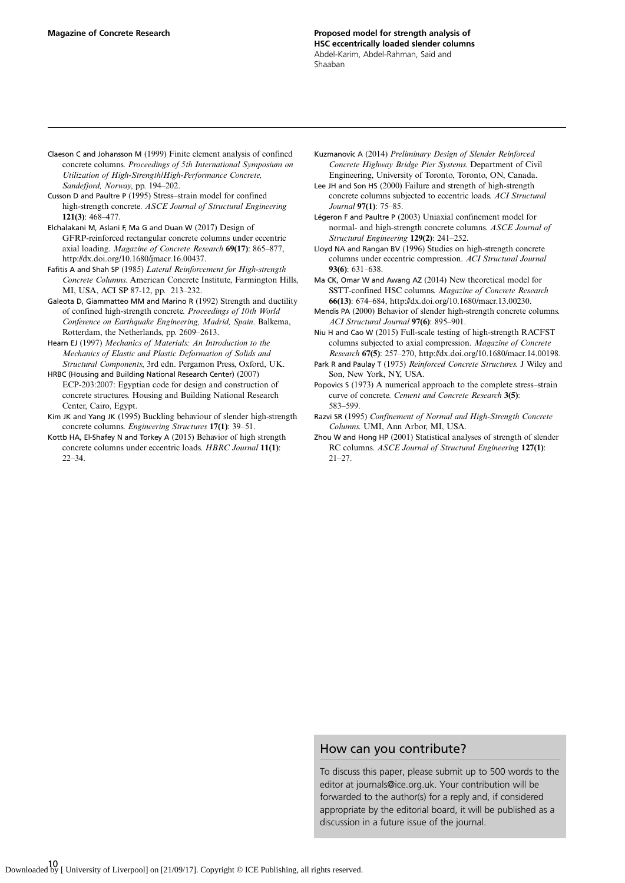Claeson C and Johansson M (1999) Finite element analysis of confined concrete columns. *Proceedings of 5th International Symposium on Utilization of High-Strength/High-Performance Concrete, Sandefjord, Norway*, pp. 194–202.

Cusson D and Paultre P (1995) Stress–strain model for confined high-strength concrete. *ASCE Journal of Structural Engineering* **121(3)**: 468–477.

Elchalakani M, Aslani F, Ma G and Duan W (2017) Design of GFRP-reinforced rectangular concrete columns under eccentric axial loading. *Magazine of Concrete Research* **69(17)**: 865–877, http://dx.doi.org/10.1680/jmacr.16.00437.

Fafitis A and Shah SP (1985) *Lateral Reinforcement for High-strength Concrete Columns*. American Concrete Institute, Farmington Hills, MI, USA, ACI SP 87-12, pp. 213–232.

Galeota D, Giammatteo MM and Marino R (1992) Strength and ductility of confined high-strength concrete. *Proceedings of 10th World Conference on Earthquake Engineering, Madrid, Spain*. Balkema, Rotterdam, the Netherlands, pp. 2609–2613.

Hearn EJ (1997) *Mechanics of Materials: An Introduction to the Mechanics of Elastic and Plastic Deformation of Solids and Structural Components*, 3rd edn. Pergamon Press, Oxford, UK.

HRBC (Housing and Building National Research Center) (2007) ECP-203:2007: Egyptian code for design and construction of concrete structures. Housing and Building National Research Center, Cairo, Egypt.

Kim JK and Yang JK (1995) Buckling behaviour of slender high-strength concrete columns. *Engineering Structures* **17(1)**: 39–51.

Kottb HA, El-Shafey N and Torkey A (2015) Behavior of high strength concrete columns under eccentric loads. *HBRC Journal* **11(1)**: 22–34.

Kuzmanovic A (2014) *Preliminary Design of Slender Reinforced Concrete Highway Bridge Pier Systems*. Department of Civil Engineering, University of Toronto, Toronto, ON, Canada.

Lee JH and Son HS (2000) Failure and strength of high-strength concrete columns subjected to eccentric loads. *ACI Structural Journal* **97(1)**: 75–85.

Légeron F and Paultre P (2003) Uniaxial confinement model for normal- and high-strength concrete columns. *ASCE Journal of Structural Engineering* **129(2)**: 241–252.

Lloyd NA and Rangan BV (1996) Studies on high-strength concrete columns under eccentric compression. *ACI Structural Journal* **93(6)**: 631–638.

Ma CK, Omar W and Awang AZ (2014) New theoretical model for SSTT-confined HSC columns. *Magazine of Concrete Research* **66(13)**: 674–684, http://dx.doi.org/10.1680/macr.13.00230.

Mendis PA (2000) Behavior of slender high-strength concrete columns. *ACI Structural Journal* **97(6)**: 895–901.

Niu H and Cao W (2015) Full-scale testing of high-strength RACFST columns subjected to axial compression. *Magazine of Concrete Research* **67(5)**: 257–270, http://dx.doi.org/10.1680/macr.14.00198.

Park R and Paulay T (1975) *Reinforced Concrete Structures*. J Wiley and Son, New York, NY, USA.

Popovics S (1973) A numerical approach to the complete stress–strain curve of concrete. *Cement and Concrete Research* **3(5)**: 583–599.

Razvi SR (1995) *Confinement of Normal and High-Strength Concrete Columns*. UMI, Ann Arbor, MI, USA.

Zhou W and Hong HP (2001) Statistical analyses of strength of slender RC columns. *ASCE Journal of Structural Engineering* **127(1)**: 21–27.

## How can you contribute?

To discuss this paper, please submit up to 500 words to the editor at journals@ice.org.uk. Your contribution will be forwarded to the author(s) for a reply and, if considered appropriate by the editorial board, it will be published as a discussion in a future issue of the journal.